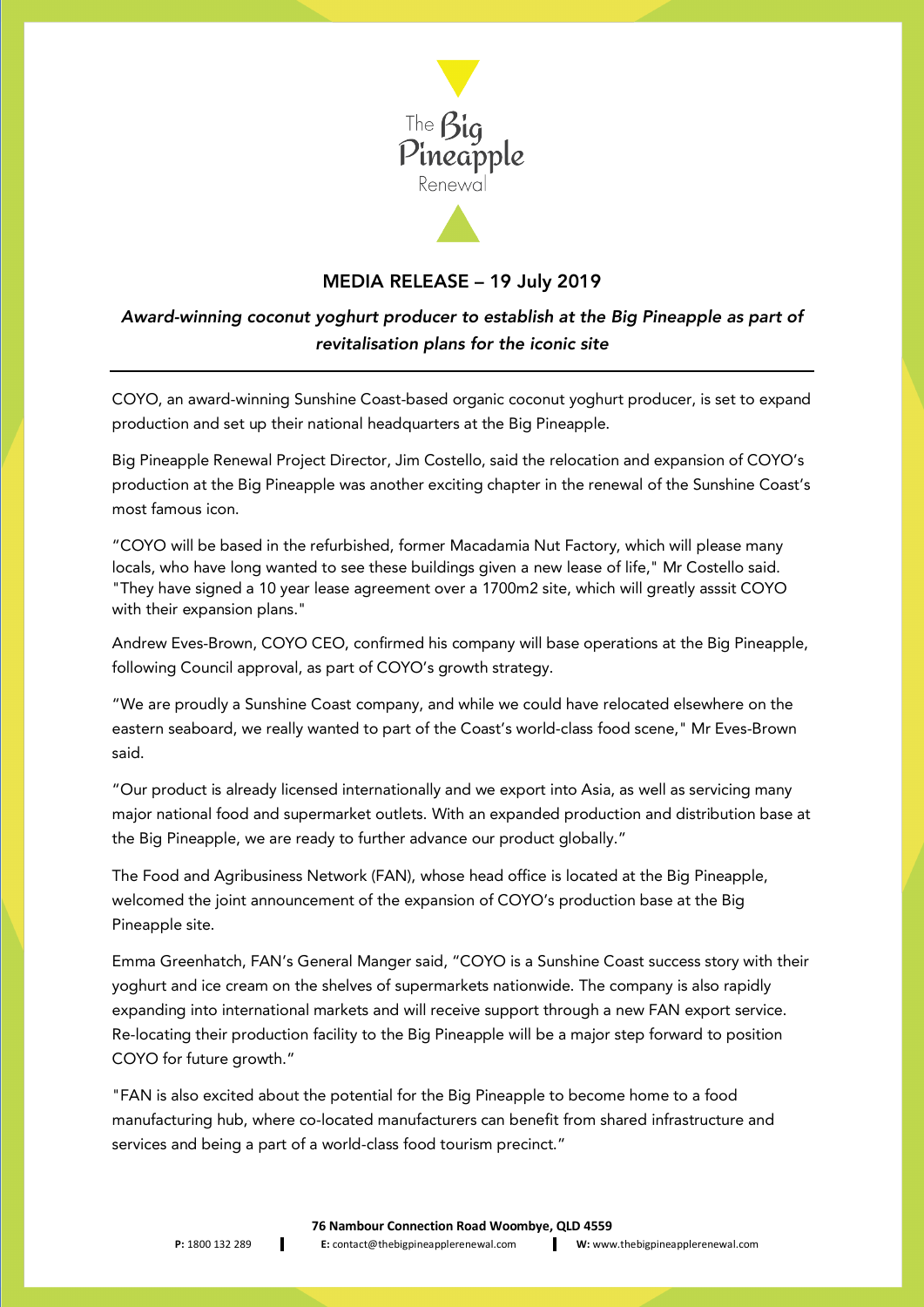The Big Pineapple Renewal

# MEDIA RELEASE – 19 July 2019

*Award-winning coconut yoghurt producer to establish at the Big Pineapple as part of revitalisation plans for the iconic site*

---

COYO, an award-winning Sunshine Coast-based organic coconut yoghurt producer, is set to expand production and set up their national headquarters at the Big Pineapple.

Big Pineapple Renewal Project Director, Jim Costello, said the relocation and expansion of COYO's production at the Big Pineapple was another exciting chapter in the renewal of the Sunshine Coast's most famous icon.

"COYO will be based in the refurbished, former Macadamia Nut Factory, which will please many locals, who have long wanted to see these buildings given a new lease of life," Mr Costello said. "They have signed a 10 year lease agreement over a 1700m2 site, which will greatly asssit COYO with their expansion plans."

Andrew Eves-Brown, COYO CEO, confirmed his company will base operations at the Big Pineapple, following Council approval, as part of COYO's growth strategy.

"We are proudly a Sunshine Coast company, and while we could have relocated elsewhere on the eastern seaboard, we really wanted to part of the Coast's world-class food scene," Mr Eves-Brown said.

"Our product is already licensed internationally and we export into Asia, as well as servicing many major national food and supermarket outlets. With an expanded production and distribution base at the Big Pineapple, we are ready to further advance our product globally."

The Food and Agribusiness Network (FAN), whose head office is located at the Big Pineapple, welcomed the joint announcement of the expansion of COYO's production base at the Big Pineapple site.

Emma Greenhatch, FAN's General Manger said, "COYO is a Sunshine Coast success story with their yoghurt and ice cream on the shelves of supermarkets nationwide. The company is also rapidly expanding into international markets and will receive support through a new FAN export service. Re-locating their production facility to the Big Pineapple will be a major step forward to position COYO for future growth."

"FAN is also excited about the potential for the Big Pineapple to become home to a food manufacturing hub, where co-located manufacturers can benefit from shared infrastructure and services and being a part of a world-class food tourism precinct."

**76 Nambour Connection Road Woombye, QLD 4559**

**P:** 1800 132 289 | **E:** contact@thebigpineapplerenewal.com | **W:** www.thebigpineapplerenewal.com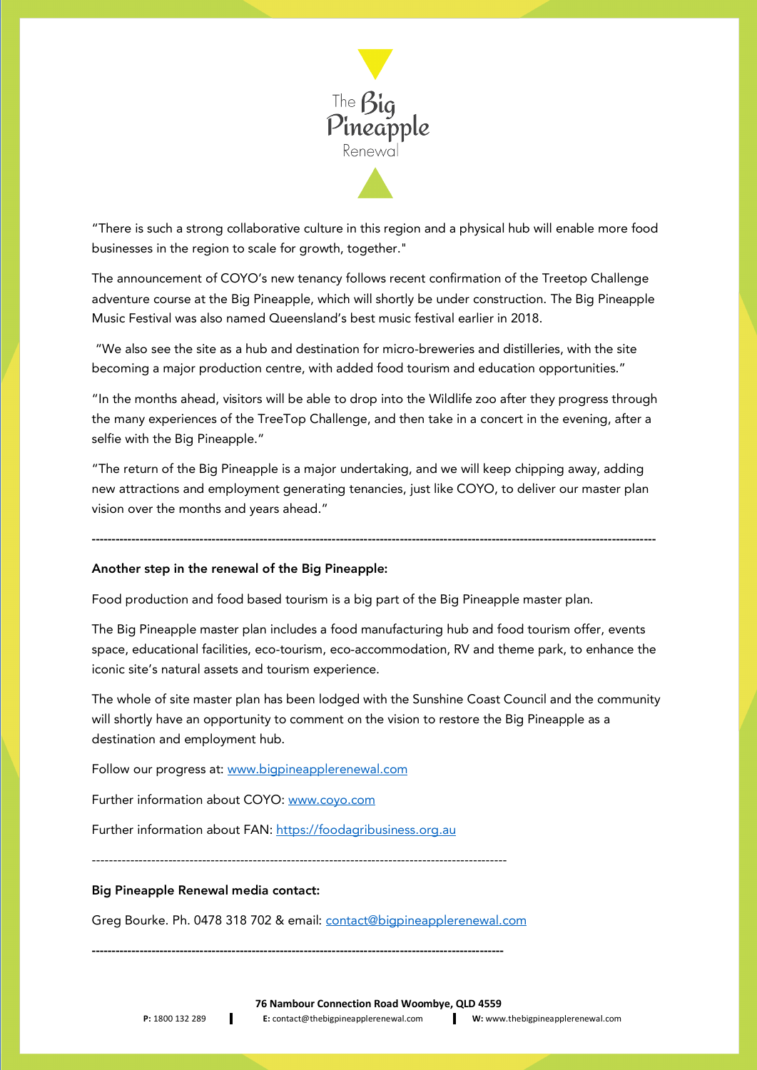"There is such a strong collaborative culture in this region and a physical hub will enable more food businesses in the region to scale for growth, together."

The announcement of COYO's new tenancy follows recent confirmation of the Treetop Challenge adventure course at the Big Pineapple, which will shortly be under construction. The Big Pineapple Music Festival was also named Queensland's best music festival earlier in 2018.

"We also see the site as a hub and destination for micro-breweries and distilleries, with the site becoming a major production centre, with added food tourism and education opportunities."

"In the months ahead, visitors will be able to drop into the Wildlife zoo after they progress through the many experiences of the TreeTop Challenge, and then take in a concert in the evening, after a selfie with the Big Pineapple."

"The return of the Big Pineapple is a major undertaking, and we will keep chipping away, adding new attractions and employment generating tenancies, just like COYO, to deliver our master plan vision over the months and years ahead."

---

**Another step in the renewal of the Big Pineapple:**

Food production and food based tourism is a big part of the Big Pineapple master plan.

The Big Pineapple master plan includes a food manufacturing hub and food tourism offer, events space, educational facilities, eco-tourism, eco-accommodation, RV and theme park, to enhance the iconic site's natural assets and tourism experience.

The whole of site master plan has been lodged with the Sunshine Coast Council and the community will shortly have an opportunity to comment on the vision to restore the Big Pineapple as a destination and employment hub.

Follow our progress at: www.bigpineapplerenewal.com

Further information about COYO: www.coyo.com

Further information about FAN: https://foodagribusiness.org.au

---

**Big Pineapple Renewal media contact:**

Greg Bourke. Ph. 0478 318 702 & email: contact@bigpineapplerenewal.com

---

**76 Nambour Connection Road Woombye, QLD 4559**

**P:** 1800 132 289 | **E:** contact@thebigpineapplerenewal.com | **W:** www.thebigpineapplerenewal.com